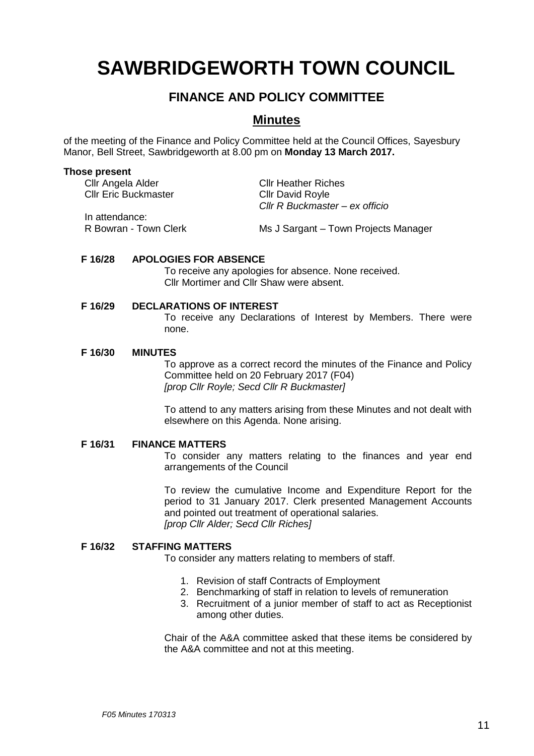# SAWBRIDGEWORTH TOWN COUNCIL

## FINANCE AND POLICY COMMITTEE

## Minutes

of the meeting of the Finance and Policy Committee held at the Council Offices, Sayesbury Manor, Bell Street, Sawbridgeworth at 8.00 pm on **Monday 13 March 2017.**

**Those present**

Cllr Angela Alder
Cllr Eric Buckmaster
Cllr Heather Riches
Cllr David Royle
*Cllr R Buckmaster – ex officio*

In attendance:
R Bowran - Town Clerk
Ms J Sargant – Town Projects Manager

**F 16/28 APOLOGIES FOR ABSENCE**

To receive any apologies for absence. None received.
Cllr Mortimer and Cllr Shaw were absent.

**F 16/29 DECLARATIONS OF INTEREST**

To receive any Declarations of Interest by Members. There were none.

**F 16/30 MINUTES**

To approve as a correct record the minutes of the Finance and Policy Committee held on 20 February 2017 (F04)
*[prop Cllr Royle; Secd Cllr R Buckmaster]*

To attend to any matters arising from these Minutes and not dealt with elsewhere on this Agenda. None arising.

**F 16/31 FINANCE MATTERS**

To consider any matters relating to the finances and year end arrangements of the Council

To review the cumulative Income and Expenditure Report for the period to 31 January 2017. Clerk presented Management Accounts and pointed out treatment of operational salaries.
*[prop Cllr Alder; Secd Cllr Riches]*

**F 16/32 STAFFING MATTERS**

To consider any matters relating to members of staff.

1. Revision of staff Contracts of Employment
2. Benchmarking of staff in relation to levels of remuneration
3. Recruitment of a junior member of staff to act as Receptionist among other duties.

Chair of the A&A committee asked that these items be considered by the A&A committee and not at this meeting.

*F05 Minutes 170313*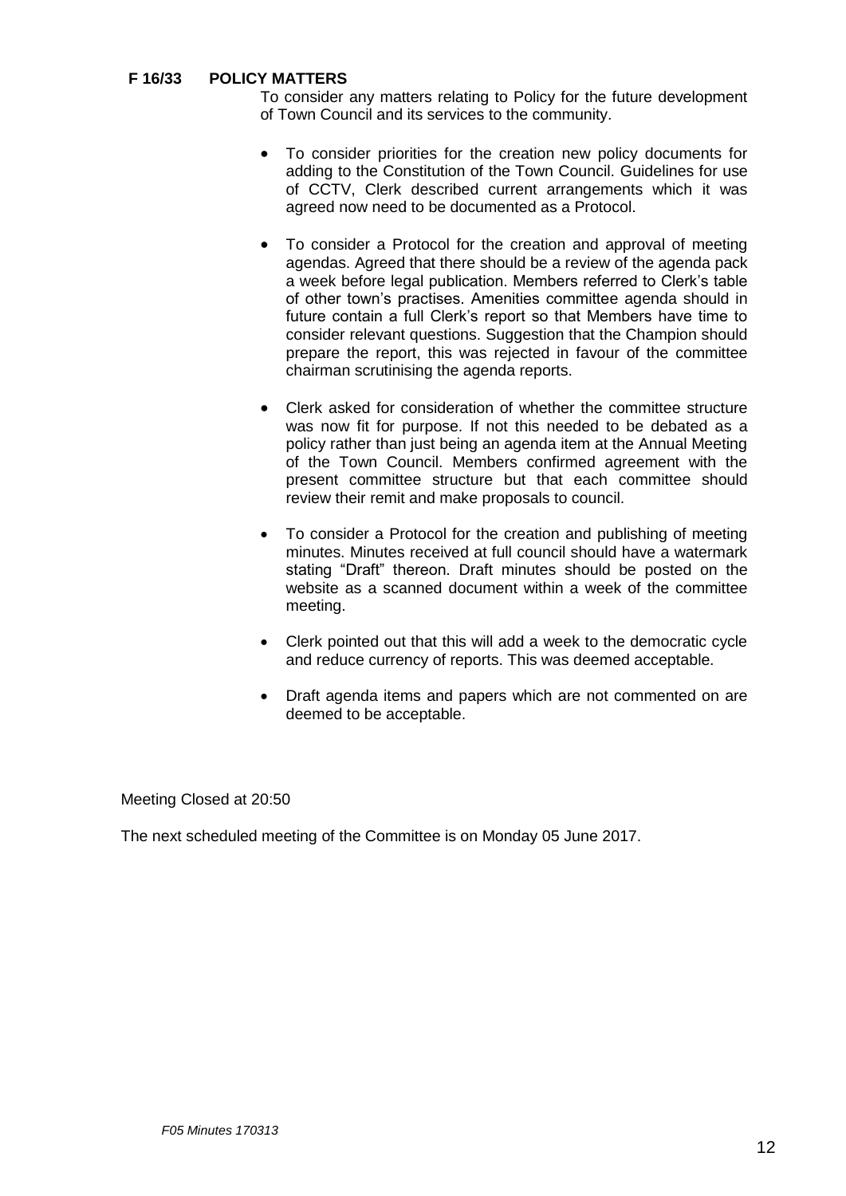**F 16/33 POLICY MATTERS**

To consider any matters relating to Policy for the future development of Town Council and its services to the community.

- To consider priorities for the creation new policy documents for adding to the Constitution of the Town Council. Guidelines for use of CCTV, Clerk described current arrangements which it was agreed now need to be documented as a Protocol.
- To consider a Protocol for the creation and approval of meeting agendas. Agreed that there should be a review of the agenda pack a week before legal publication. Members referred to Clerk's table of other town's practises. Amenities committee agenda should in future contain a full Clerk's report so that Members have time to consider relevant questions. Suggestion that the Champion should prepare the report, this was rejected in favour of the committee chairman scrutinising the agenda reports.
- Clerk asked for consideration of whether the committee structure was now fit for purpose. If not this needed to be debated as a policy rather than just being an agenda item at the Annual Meeting of the Town Council. Members confirmed agreement with the present committee structure but that each committee should review their remit and make proposals to council.
- To consider a Protocol for the creation and publishing of meeting minutes. Minutes received at full council should have a watermark stating "Draft" thereon. Draft minutes should be posted on the website as a scanned document within a week of the committee meeting.
- Clerk pointed out that this will add a week to the democratic cycle and reduce currency of reports. This was deemed acceptable.
- Draft agenda items and papers which are not commented on are deemed to be acceptable.

Meeting Closed at 20:50

The next scheduled meeting of the Committee is on Monday 05 June 2017.